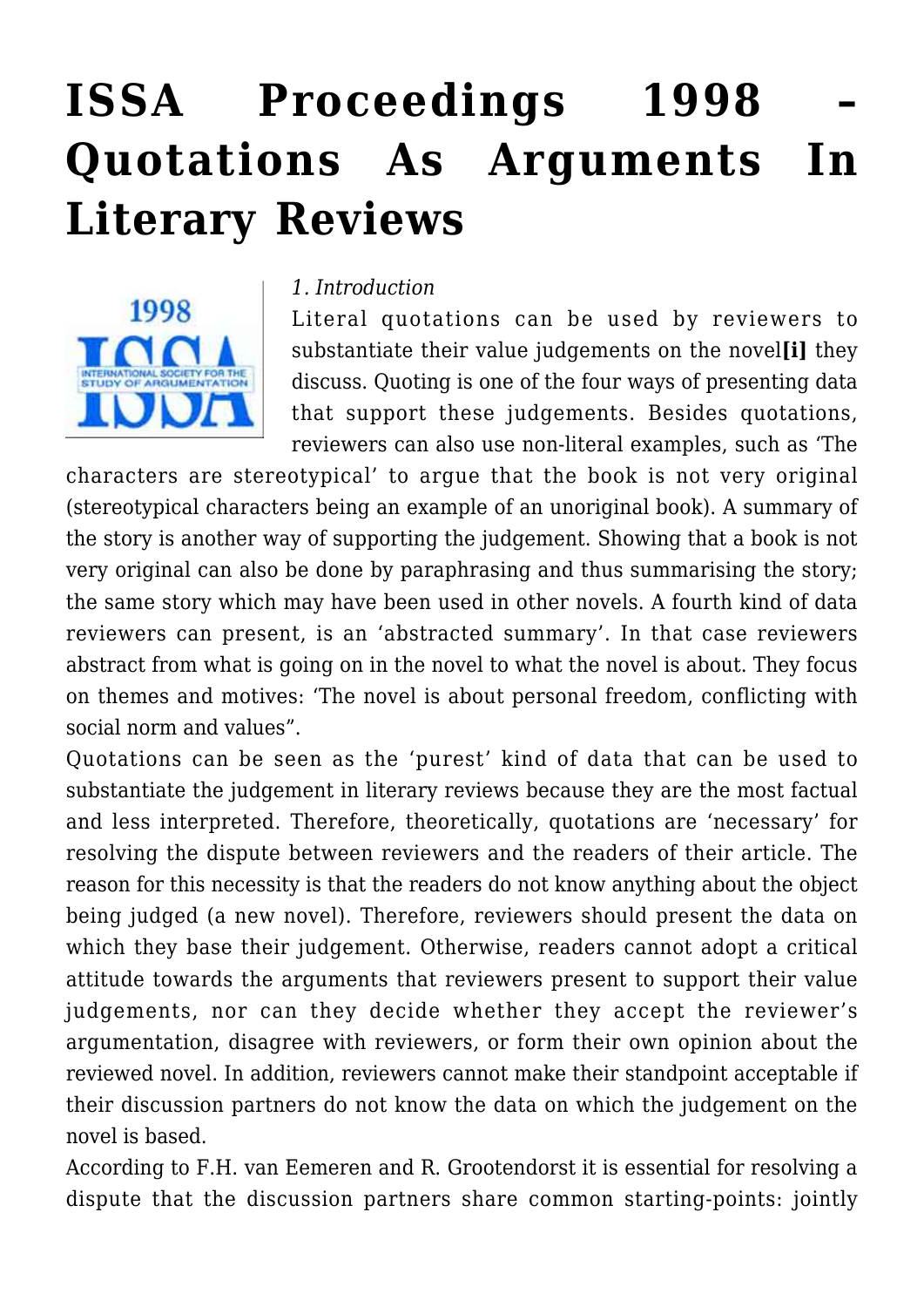# ISSA Proceedings 1998 – Quotations As Arguments In Literary Reviews

*1. Introduction*

Literal quotations can be used by reviewers to substantiate their value judgements on the novel**[i]** they discuss. Quoting is one of the four ways of presenting data that support these judgements. Besides quotations, reviewers can also use non-literal examples, such as 'The characters are stereotypical' to argue that the book is not very original (stereotypical characters being an example of an unoriginal book). A summary of the story is another way of supporting the judgement. Showing that a book is not very original can also be done by paraphrasing and thus summarising the story; the same story which may have been used in other novels. A fourth kind of data reviewers can present, is an 'abstracted summary'. In that case reviewers abstract from what is going on in the novel to what the novel is about. They focus on themes and motives: 'The novel is about personal freedom, conflicting with social norm and values".

Quotations can be seen as the 'purest' kind of data that can be used to substantiate the judgement in literary reviews because they are the most factual and less interpreted. Therefore, theoretically, quotations are 'necessary' for resolving the dispute between reviewers and the readers of their article. The reason for this necessity is that the readers do not know anything about the object being judged (a new novel). Therefore, reviewers should present the data on which they base their judgement. Otherwise, readers cannot adopt a critical attitude towards the arguments that reviewers present to support their value judgements, nor can they decide whether they accept the reviewer's argumentation, disagree with reviewers, or form their own opinion about the reviewed novel. In addition, reviewers cannot make their standpoint acceptable if their discussion partners do not know the data on which the judgement on the novel is based.

According to F.H. van Eemeren and R. Grootendorst it is essential for resolving a dispute that the discussion partners share common starting-points: jointly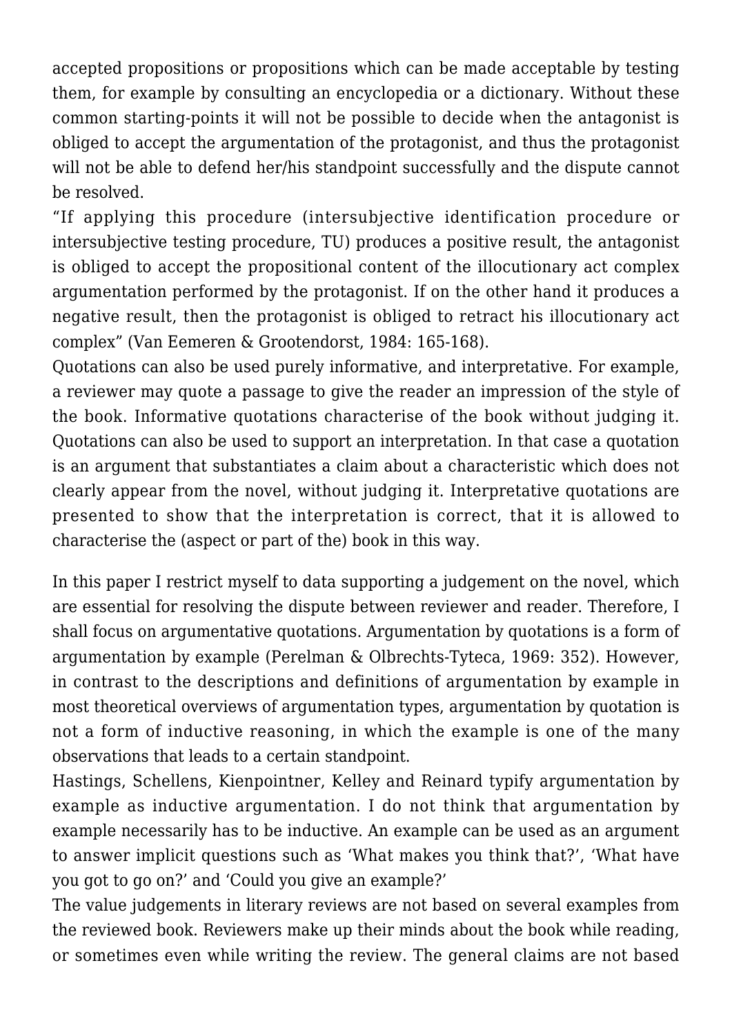accepted propositions or propositions which can be made acceptable by testing them, for example by consulting an encyclopedia or a dictionary. Without these common starting-points it will not be possible to decide when the antagonist is obliged to accept the argumentation of the protagonist, and thus the protagonist will not be able to defend her/his standpoint successfully and the dispute cannot be resolved.

"If applying this procedure (intersubjective identification procedure or intersubjective testing procedure, TU) produces a positive result, the antagonist is obliged to accept the propositional content of the illocutionary act complex argumentation performed by the protagonist. If on the other hand it produces a negative result, then the protagonist is obliged to retract his illocutionary act complex" (Van Eemeren & Grootendorst, 1984: 165-168).

Quotations can also be used purely informative, and interpretative. For example, a reviewer may quote a passage to give the reader an impression of the style of the book. Informative quotations characterise of the book without judging it. Quotations can also be used to support an interpretation. In that case a quotation is an argument that substantiates a claim about a characteristic which does not clearly appear from the novel, without judging it. Interpretative quotations are presented to show that the interpretation is correct, that it is allowed to characterise the (aspect or part of the) book in this way.

In this paper I restrict myself to data supporting a judgement on the novel, which are essential for resolving the dispute between reviewer and reader. Therefore, I shall focus on argumentative quotations. Argumentation by quotations is a form of argumentation by example (Perelman & Olbrechts-Tyteca, 1969: 352). However, in contrast to the descriptions and definitions of argumentation by example in most theoretical overviews of argumentation types, argumentation by quotation is not a form of inductive reasoning, in which the example is one of the many observations that leads to a certain standpoint.

Hastings, Schellens, Kienpointner, Kelley and Reinard typify argumentation by example as inductive argumentation. I do not think that argumentation by example necessarily has to be inductive. An example can be used as an argument to answer implicit questions such as 'What makes you think that?', 'What have you got to go on?' and 'Could you give an example?'

The value judgements in literary reviews are not based on several examples from the reviewed book. Reviewers make up their minds about the book while reading, or sometimes even while writing the review. The general claims are not based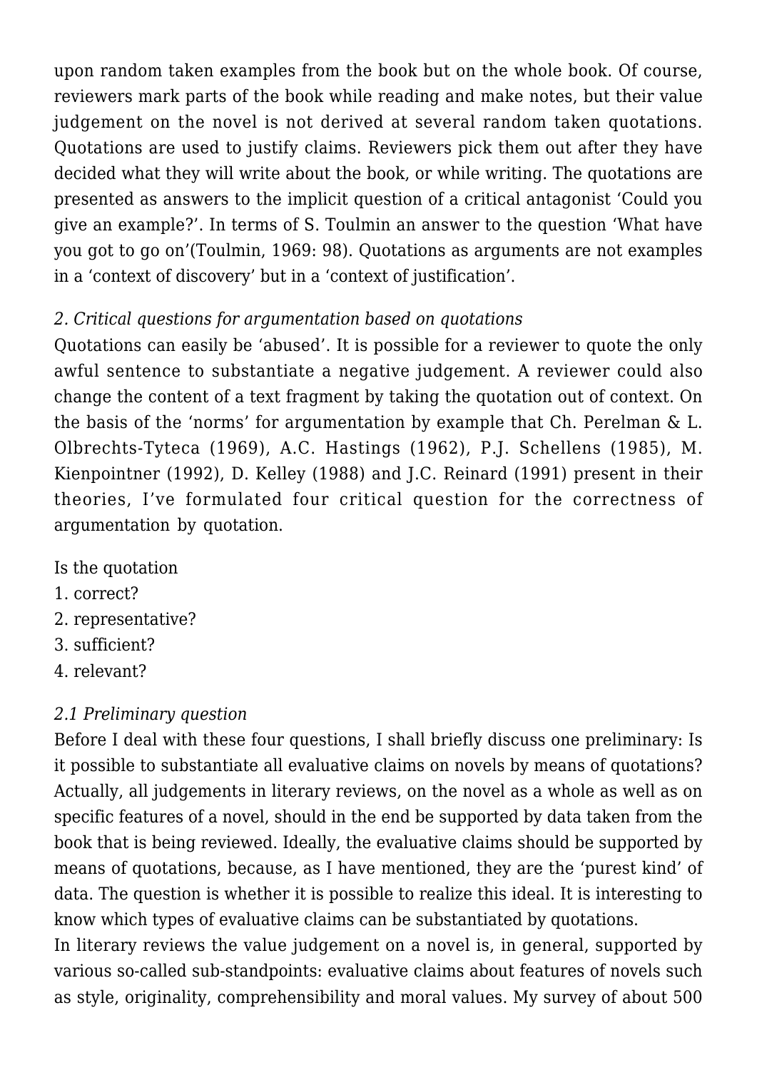upon random taken examples from the book but on the whole book. Of course, reviewers mark parts of the book while reading and make notes, but their value judgement on the novel is not derived at several random taken quotations. Quotations are used to justify claims. Reviewers pick them out after they have decided what they will write about the book, or while writing. The quotations are presented as answers to the implicit question of a critical antagonist 'Could you give an example?'. In terms of S. Toulmin an answer to the question 'What have you got to go on'(Toulmin, 1969: 98). Quotations as arguments are not examples in a 'context of discovery' but in a 'context of justification'.

*2. Critical questions for argumentation based on quotations*

Quotations can easily be 'abused'. It is possible for a reviewer to quote the only awful sentence to substantiate a negative judgement. A reviewer could also change the content of a text fragment by taking the quotation out of context. On the basis of the 'norms' for argumentation by example that Ch. Perelman & L. Olbrechts-Tyteca (1969), A.C. Hastings (1962), P.J. Schellens (1985), M. Kienpointner (1992), D. Kelley (1988) and J.C. Reinard (1991) present in their theories, I've formulated four critical question for the correctness of argumentation by quotation.

Is the quotation
1. correct?
2. representative?
3. sufficient?
4. relevant?

*2.1 Preliminary question*

Before I deal with these four questions, I shall briefly discuss one preliminary: Is it possible to substantiate all evaluative claims on novels by means of quotations? Actually, all judgements in literary reviews, on the novel as a whole as well as on specific features of a novel, should in the end be supported by data taken from the book that is being reviewed. Ideally, the evaluative claims should be supported by means of quotations, because, as I have mentioned, they are the 'purest kind' of data. The question is whether it is possible to realize this ideal. It is interesting to know which types of evaluative claims can be substantiated by quotations.

In literary reviews the value judgement on a novel is, in general, supported by various so-called sub-standpoints: evaluative claims about features of novels such as style, originality, comprehensibility and moral values. My survey of about 500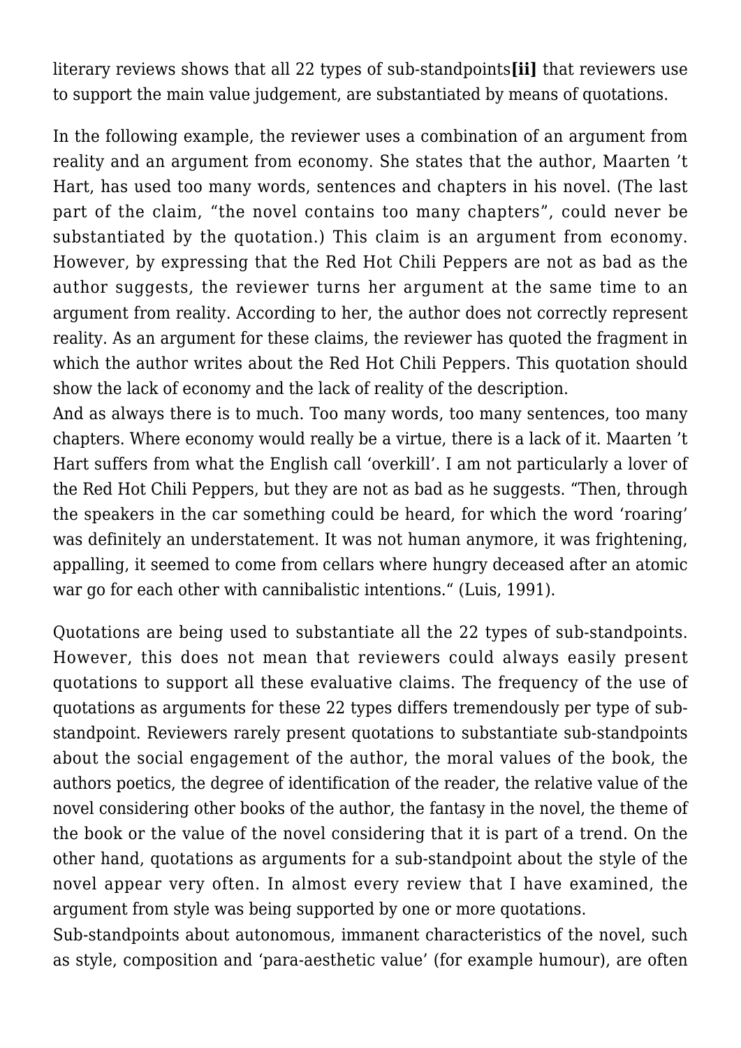literary reviews shows that all 22 types of sub-standpoints**[ii]** that reviewers use to support the main value judgement, are substantiated by means of quotations.

In the following example, the reviewer uses a combination of an argument from reality and an argument from economy. She states that the author, Maarten 't Hart, has used too many words, sentences and chapters in his novel. (The last part of the claim, "the novel contains too many chapters", could never be substantiated by the quotation.) This claim is an argument from economy. However, by expressing that the Red Hot Chili Peppers are not as bad as the author suggests, the reviewer turns her argument at the same time to an argument from reality. According to her, the author does not correctly represent reality. As an argument for these claims, the reviewer has quoted the fragment in which the author writes about the Red Hot Chili Peppers. This quotation should show the lack of economy and the lack of reality of the description.

And as always there is to much. Too many words, too many sentences, too many chapters. Where economy would really be a virtue, there is a lack of it. Maarten 't Hart suffers from what the English call 'overkill'. I am not particularly a lover of the Red Hot Chili Peppers, but they are not as bad as he suggests. "Then, through the speakers in the car something could be heard, for which the word 'roaring' was definitely an understatement. It was not human anymore, it was frightening, appalling, it seemed to come from cellars where hungry deceased after an atomic war go for each other with cannibalistic intentions." (Luis, 1991).

Quotations are being used to substantiate all the 22 types of sub-standpoints. However, this does not mean that reviewers could always easily present quotations to support all these evaluative claims. The frequency of the use of quotations as arguments for these 22 types differs tremendously per type of sub-standpoint. Reviewers rarely present quotations to substantiate sub-standpoints about the social engagement of the author, the moral values of the book, the authors poetics, the degree of identification of the reader, the relative value of the novel considering other books of the author, the fantasy in the novel, the theme of the book or the value of the novel considering that it is part of a trend. On the other hand, quotations as arguments for a sub-standpoint about the style of the novel appear very often. In almost every review that I have examined, the argument from style was being supported by one or more quotations.

Sub-standpoints about autonomous, immanent characteristics of the novel, such as style, composition and 'para-aesthetic value' (for example humour), are often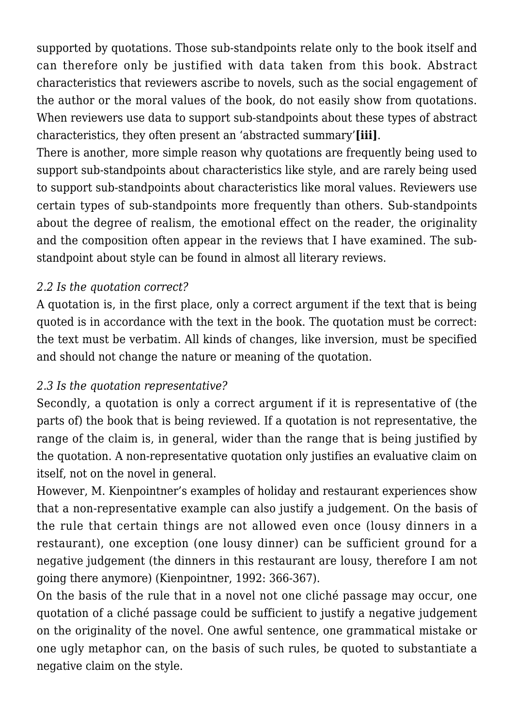supported by quotations. Those sub-standpoints relate only to the book itself and can therefore only be justified with data taken from this book. Abstract characteristics that reviewers ascribe to novels, such as the social engagement of the author or the moral values of the book, do not easily show from quotations. When reviewers use data to support sub-standpoints about these types of abstract characteristics, they often present an 'abstracted summary'**[iii]**.

There is another, more simple reason why quotations are frequently being used to support sub-standpoints about characteristics like style, and are rarely being used to support sub-standpoints about characteristics like moral values. Reviewers use certain types of sub-standpoints more frequently than others. Sub-standpoints about the degree of realism, the emotional effect on the reader, the originality and the composition often appear in the reviews that I have examined. The sub-standpoint about style can be found in almost all literary reviews.

### *2.2 Is the quotation correct?*

A quotation is, in the first place, only a correct argument if the text that is being quoted is in accordance with the text in the book. The quotation must be correct: the text must be verbatim. All kinds of changes, like inversion, must be specified and should not change the nature or meaning of the quotation.

### *2.3 Is the quotation representative?*

Secondly, a quotation is only a correct argument if it is representative of (the parts of) the book that is being reviewed. If a quotation is not representative, the range of the claim is, in general, wider than the range that is being justified by the quotation. A non-representative quotation only justifies an evaluative claim on itself, not on the novel in general.

However, M. Kienpointner's examples of holiday and restaurant experiences show that a non-representative example can also justify a judgement. On the basis of the rule that certain things are not allowed even once (lousy dinners in a restaurant), one exception (one lousy dinner) can be sufficient ground for a negative judgement (the dinners in this restaurant are lousy, therefore I am not going there anymore) (Kienpointner, 1992: 366-367).

On the basis of the rule that in a novel not one cliché passage may occur, one quotation of a cliché passage could be sufficient to justify a negative judgement on the originality of the novel. One awful sentence, one grammatical mistake or one ugly metaphor can, on the basis of such rules, be quoted to substantiate a negative claim on the style.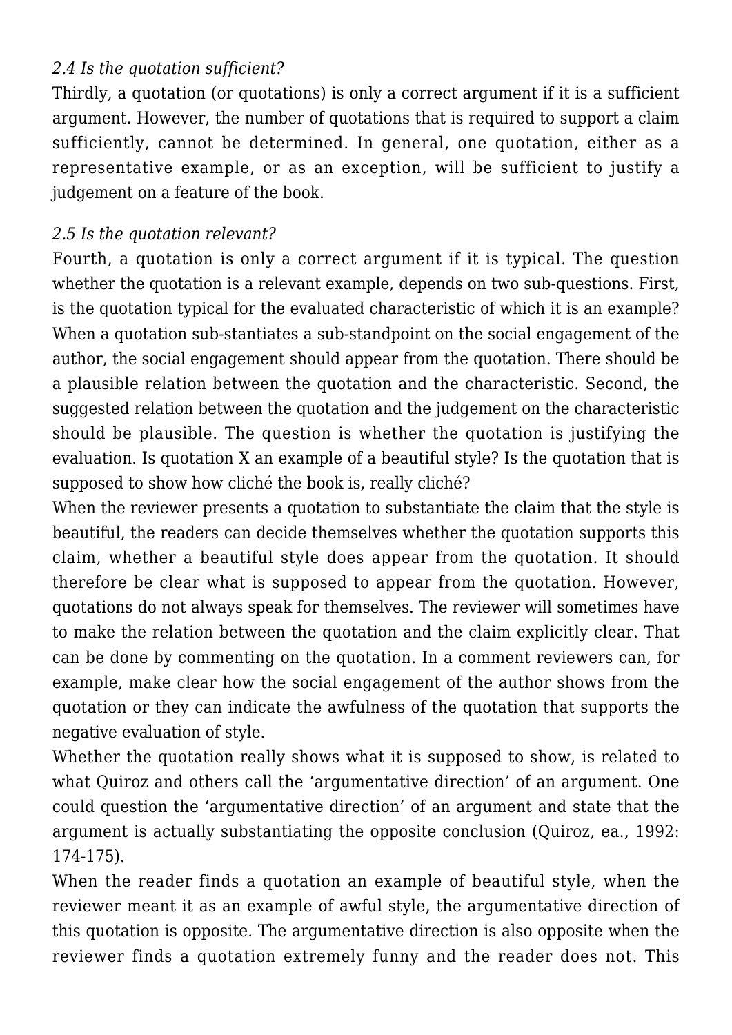*2.4 Is the quotation sufficient?*

Thirdly, a quotation (or quotations) is only a correct argument if it is a sufficient argument. However, the number of quotations that is required to support a claim sufficiently, cannot be determined. In general, one quotation, either as a representative example, or as an exception, will be sufficient to justify a judgement on a feature of the book.

*2.5 Is the quotation relevant?*

Fourth, a quotation is only a correct argument if it is typical. The question whether the quotation is a relevant example, depends on two sub-questions. First, is the quotation typical for the evaluated characteristic of which it is an example? When a quotation sub-stantiates a sub-standpoint on the social engagement of the author, the social engagement should appear from the quotation. There should be a plausible relation between the quotation and the characteristic. Second, the suggested relation between the quotation and the judgement on the characteristic should be plausible. The question is whether the quotation is justifying the evaluation. Is quotation X an example of a beautiful style? Is the quotation that is supposed to show how cliché the book is, really cliché?

When the reviewer presents a quotation to substantiate the claim that the style is beautiful, the readers can decide themselves whether the quotation supports this claim, whether a beautiful style does appear from the quotation. It should therefore be clear what is supposed to appear from the quotation. However, quotations do not always speak for themselves. The reviewer will sometimes have to make the relation between the quotation and the claim explicitly clear. That can be done by commenting on the quotation. In a comment reviewers can, for example, make clear how the social engagement of the author shows from the quotation or they can indicate the awfulness of the quotation that supports the negative evaluation of style.

Whether the quotation really shows what it is supposed to show, is related to what Quiroz and others call the 'argumentative direction' of an argument. One could question the 'argumentative direction' of an argument and state that the argument is actually substantiating the opposite conclusion (Quiroz, ea., 1992: 174-175).

When the reader finds a quotation an example of beautiful style, when the reviewer meant it as an example of awful style, the argumentative direction of this quotation is opposite. The argumentative direction is also opposite when the reviewer finds a quotation extremely funny and the reader does not. This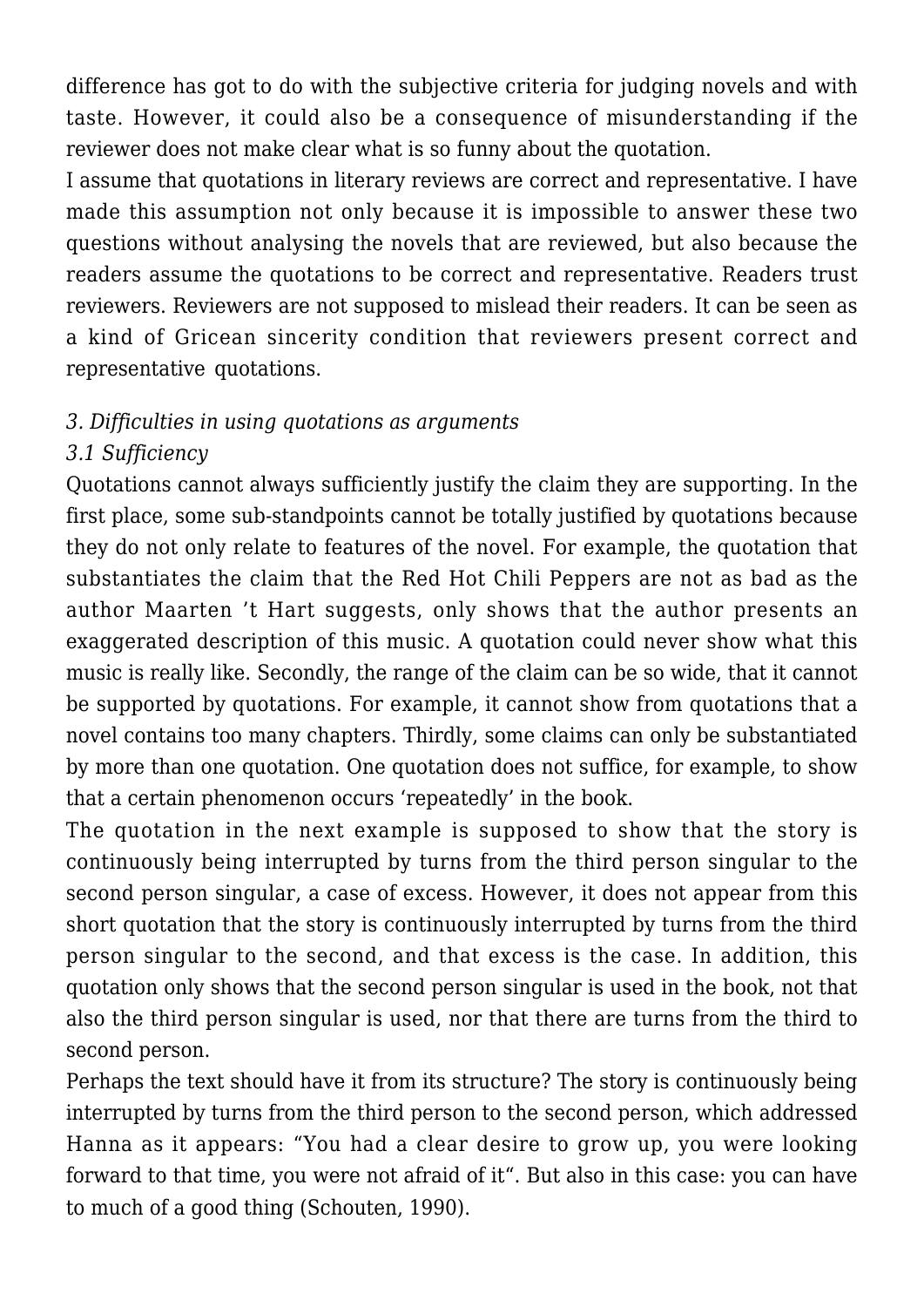difference has got to do with the subjective criteria for judging novels and with taste. However, it could also be a consequence of misunderstanding if the reviewer does not make clear what is so funny about the quotation.

I assume that quotations in literary reviews are correct and representative. I have made this assumption not only because it is impossible to answer these two questions without analysing the novels that are reviewed, but also because the readers assume the quotations to be correct and representative. Readers trust reviewers. Reviewers are not supposed to mislead their readers. It can be seen as a kind of Gricean sincerity condition that reviewers present correct and representative quotations.

*3. Difficulties in using quotations as arguments*

*3.1 Sufficiency*

Quotations cannot always sufficiently justify the claim they are supporting. In the first place, some sub-standpoints cannot be totally justified by quotations because they do not only relate to features of the novel. For example, the quotation that substantiates the claim that the Red Hot Chili Peppers are not as bad as the author Maarten 't Hart suggests, only shows that the author presents an exaggerated description of this music. A quotation could never show what this music is really like. Secondly, the range of the claim can be so wide, that it cannot be supported by quotations. For example, it cannot show from quotations that a novel contains too many chapters. Thirdly, some claims can only be substantiated by more than one quotation. One quotation does not suffice, for example, to show that a certain phenomenon occurs 'repeatedly' in the book.

The quotation in the next example is supposed to show that the story is continuously being interrupted by turns from the third person singular to the second person singular, a case of excess. However, it does not appear from this short quotation that the story is continuously interrupted by turns from the third person singular to the second, and that excess is the case. In addition, this quotation only shows that the second person singular is used in the book, not that also the third person singular is used, nor that there are turns from the third to second person.

Perhaps the text should have it from its structure? The story is continuously being interrupted by turns from the third person to the second person, which addressed Hanna as it appears: "You had a clear desire to grow up, you were looking forward to that time, you were not afraid of it". But also in this case: you can have to much of a good thing (Schouten, 1990).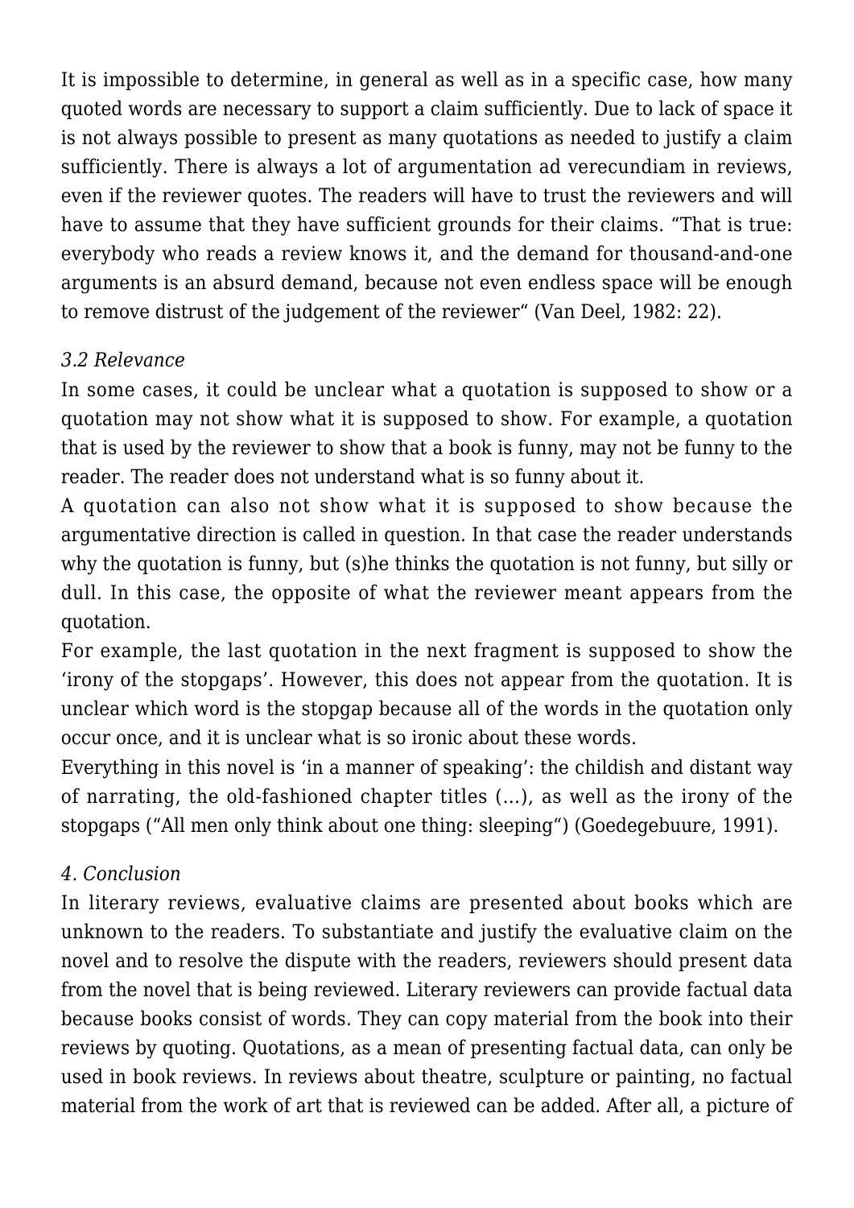It is impossible to determine, in general as well as in a specific case, how many quoted words are necessary to support a claim sufficiently. Due to lack of space it is not always possible to present as many quotations as needed to justify a claim sufficiently. There is always a lot of argumentation ad verecundiam in reviews, even if the reviewer quotes. The readers will have to trust the reviewers and will have to assume that they have sufficient grounds for their claims. "That is true: everybody who reads a review knows it, and the demand for thousand-and-one arguments is an absurd demand, because not even endless space will be enough to remove distrust of the judgement of the reviewer" (Van Deel, 1982: 22).

### *3.2 Relevance*

In some cases, it could be unclear what a quotation is supposed to show or a quotation may not show what it is supposed to show. For example, a quotation that is used by the reviewer to show that a book is funny, may not be funny to the reader. The reader does not understand what is so funny about it.

A quotation can also not show what it is supposed to show because the argumentative direction is called in question. In that case the reader understands why the quotation is funny, but (s)he thinks the quotation is not funny, but silly or dull. In this case, the opposite of what the reviewer meant appears from the quotation.

For example, the last quotation in the next fragment is supposed to show the 'irony of the stopgaps'. However, this does not appear from the quotation. It is unclear which word is the stopgap because all of the words in the quotation only occur once, and it is unclear what is so ironic about these words.

Everything in this novel is 'in a manner of speaking': the childish and distant way of narrating, the old-fashioned chapter titles (…), as well as the irony of the stopgaps ("All men only think about one thing: sleeping") (Goedegebuure, 1991).

### *4. Conclusion*

In literary reviews, evaluative claims are presented about books which are unknown to the readers. To substantiate and justify the evaluative claim on the novel and to resolve the dispute with the readers, reviewers should present data from the novel that is being reviewed. Literary reviewers can provide factual data because books consist of words. They can copy material from the book into their reviews by quoting. Quotations, as a mean of presenting factual data, can only be used in book reviews. In reviews about theatre, sculpture or painting, no factual material from the work of art that is reviewed can be added. After all, a picture of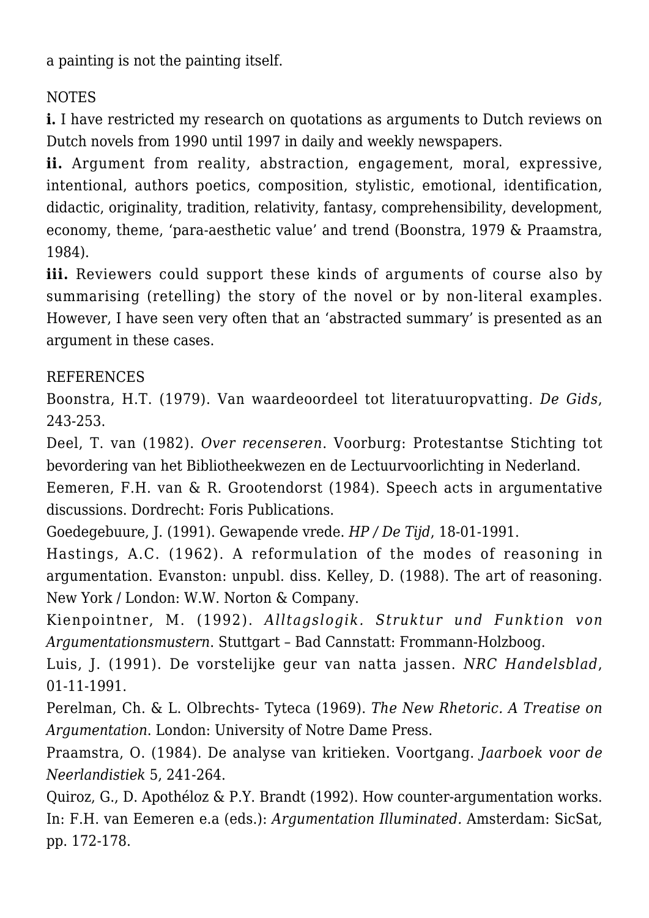a painting is not the painting itself.

NOTES

**i.** I have restricted my research on quotations as arguments to Dutch reviews on Dutch novels from 1990 until 1997 in daily and weekly newspapers.

**ii.** Argument from reality, abstraction, engagement, moral, expressive, intentional, authors poetics, composition, stylistic, emotional, identification, didactic, originality, tradition, relativity, fantasy, comprehensibility, development, economy, theme, 'para-aesthetic value' and trend (Boonstra, 1979 & Praamstra, 1984).

**iii.** Reviewers could support these kinds of arguments of course also by summarising (retelling) the story of the novel or by non-literal examples. However, I have seen very often that an 'abstracted summary' is presented as an argument in these cases.

REFERENCES

Boonstra, H.T. (1979). Van waardeoordeel tot literatuuropvatting. *De Gids*, 243-253.

Deel, T. van (1982). *Over recenseren*. Voorburg: Protestantse Stichting tot bevordering van het Bibliotheekwezen en de Lectuurvoorlichting in Nederland.

Eemeren, F.H. van & R. Grootendorst (1984). Speech acts in argumentative discussions. Dordrecht: Foris Publications.

Goedegebuure, J. (1991). Gewapende vrede. *HP / De Tijd*, 18-01-1991.

Hastings, A.C. (1962). A reformulation of the modes of reasoning in argumentation. Evanston: unpubl. diss. Kelley, D. (1988). The art of reasoning. New York / London: W.W. Norton & Company.

Kienpointner, M. (1992). *Alltagslogik. Struktur und Funktion von Argumentationsmustern*. Stuttgart – Bad Cannstatt: Frommann-Holzboog.

Luis, J. (1991). De vorstelijke geur van natta jassen. *NRC Handelsblad*, 01-11-1991.

Perelman, Ch. & L. Olbrechts- Tyteca (1969). *The New Rhetoric. A Treatise on Argumentation*. London: University of Notre Dame Press.

Praamstra, O. (1984). De analyse van kritieken. Voortgang. *Jaarboek voor de Neerlandistiek* 5, 241-264.

Quiroz, G., D. Apothéloz & P.Y. Brandt (1992). How counter-argumentation works. In: F.H. van Eemeren e.a (eds.): *Argumentation Illuminated.* Amsterdam: SicSat, pp. 172-178.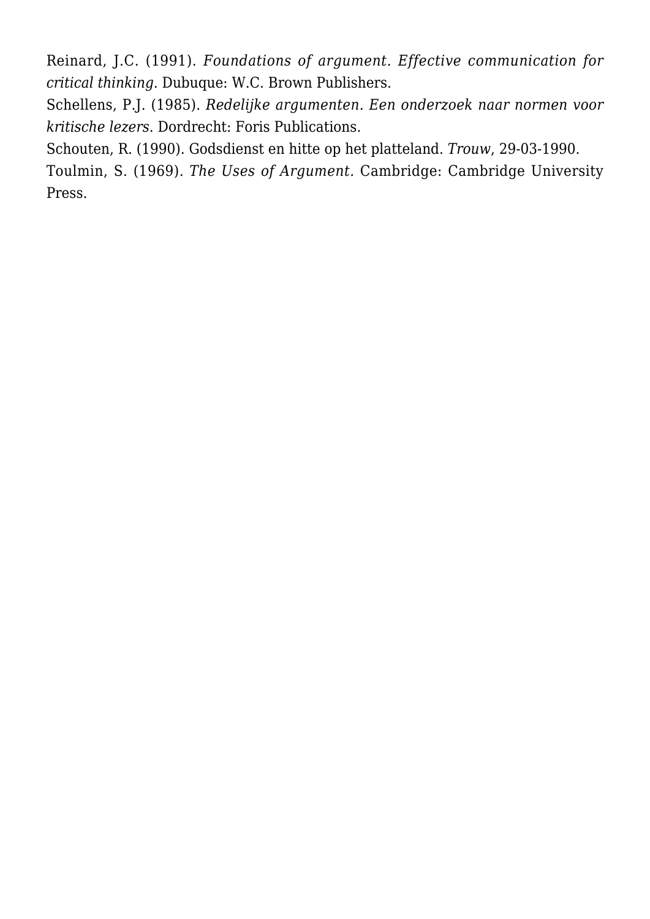Reinard, J.C. (1991). *Foundations of argument. Effective communication for critical thinking*. Dubuque: W.C. Brown Publishers.

Schellens, P.J. (1985). *Redelijke argumenten. Een onderzoek naar normen voor kritische lezers*. Dordrecht: Foris Publications.

Schouten, R. (1990). Godsdienst en hitte op het platteland. *Trouw*, 29-03-1990.

Toulmin, S. (1969). *The Uses of Argument.* Cambridge: Cambridge University Press.